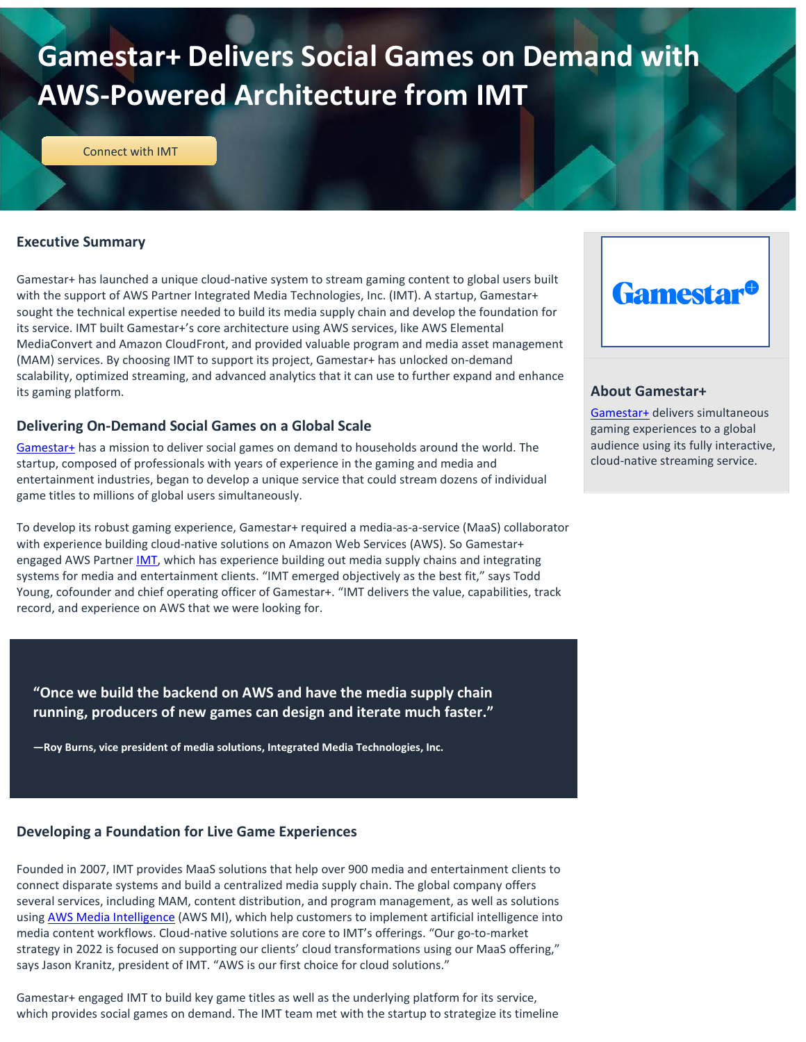# Gamestar+ Delivers Social Games on Demand with AWS-Powered Architecture from IMT

Connect with IMT

## Executive Summary

Gamestar+ has launched a unique cloud-native system to stream gaming content to global users built with the support of AWS Partner Integrated Media Technologies, Inc. (IMT). A startup, Gamestar+ sought the technical expertise needed to build its media supply chain and develop the foundation for its service. IMT built Gamestar+'s core architecture using AWS services, like AWS Elemental MediaConvert and Amazon CloudFront, and provided valuable program and media asset management (MAM) services. By choosing IMT to support its project, Gamestar+ has unlocked on-demand scalability, optimized streaming, and advanced analytics that it can use to further expand and enhance its gaming platform.

## Delivering On-Demand Social Games on a Global Scale

Gamestar+ has a mission to deliver social games on demand to households around the world. The startup, composed of professionals with years of experience in the gaming and media and entertainment industries, began to develop a unique service that could stream dozens of individual game titles to millions of global users simultaneously.

To develop its robust gaming experience, Gamestar+ required a media-as-a-service (MaaS) collaborator with experience building cloud-native solutions on Amazon Web Services (AWS). So Gamestar+ engaged AWS Partner IMT, which has experience building out media supply chains and integrating systems for media and entertainment clients. "IMT emerged objectively as the best fit," says Todd Young, cofounder and chief operating officer of Gamestar+. "IMT delivers the value, capabilities, track record, and experience on AWS that we were looking for.

> **"Once we build the backend on AWS and have the media supply chain running, producers of new games can design and iterate much faster."**
>
> **—Roy Burns, vice president of media solutions, Integrated Media Technologies, Inc.**

## Developing a Foundation for Live Game Experiences

Founded in 2007, IMT provides MaaS solutions that help over 900 media and entertainment clients to connect disparate systems and build a centralized media supply chain. The global company offers several services, including MAM, content distribution, and program management, as well as solutions using AWS Media Intelligence (AWS MI), which help customers to implement artificial intelligence into media content workflows. Cloud-native solutions are core to IMT's offerings. "Our go-to-market strategy in 2022 is focused on supporting our clients' cloud transformations using our MaaS offering," says Jason Kranitz, president of IMT. "AWS is our first choice for cloud solutions."

Gamestar+ engaged IMT to build key game titles as well as the underlying platform for its service, which provides social games on demand. The IMT team met with the startup to strategize its timeline

### About Gamestar+

Gamestar+ delivers simultaneous gaming experiences to a global audience using its fully interactive, cloud-native streaming service.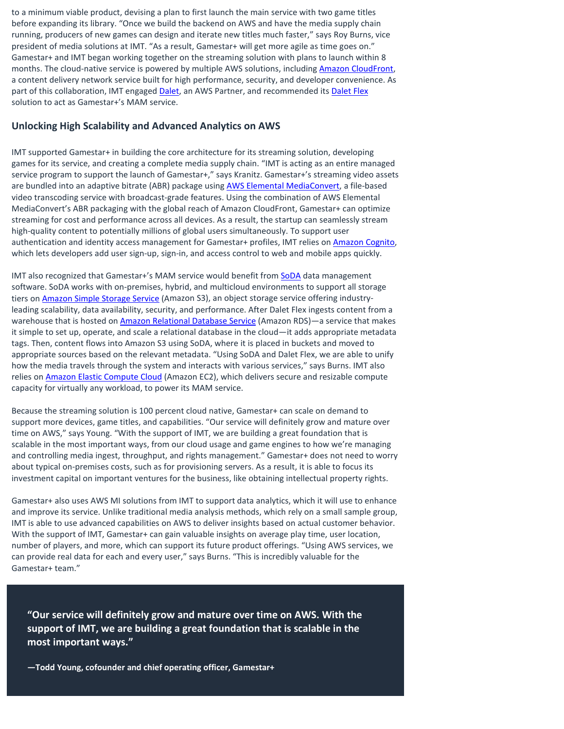to a minimum viable product, devising a plan to first launch the main service with two game titles before expanding its library. "Once we build the backend on AWS and have the media supply chain running, producers of new games can design and iterate new titles much faster," says Roy Burns, vice president of media solutions at IMT. "As a result, Gamestar+ will get more agile as time goes on." Gamestar+ and IMT began working together on the streaming solution with plans to launch within 8 months. The cloud-native service is powered by multiple AWS solutions, including Amazon CloudFront, a content delivery network service built for high performance, security, and developer convenience. As part of this collaboration, IMT engaged Dalet, an AWS Partner, and recommended its Dalet Flex solution to act as Gamestar+'s MAM service.

## Unlocking High Scalability and Advanced Analytics on AWS

IMT supported Gamestar+ in building the core architecture for its streaming solution, developing games for its service, and creating a complete media supply chain. "IMT is acting as an entire managed service program to support the launch of Gamestar+," says Kranitz. Gamestar+'s streaming video assets are bundled into an adaptive bitrate (ABR) package using AWS Elemental MediaConvert, a file-based video transcoding service with broadcast-grade features. Using the combination of AWS Elemental MediaConvert's ABR packaging with the global reach of Amazon CloudFront, Gamestar+ can optimize streaming for cost and performance across all devices. As a result, the startup can seamlessly stream high-quality content to potentially millions of global users simultaneously. To support user authentication and identity access management for Gamestar+ profiles, IMT relies on Amazon Cognito, which lets developers add user sign-up, sign-in, and access control to web and mobile apps quickly.

IMT also recognized that Gamestar+'s MAM service would benefit from SoDA data management software. SoDA works with on-premises, hybrid, and multicloud environments to support all storage tiers on Amazon Simple Storage Service (Amazon S3), an object storage service offering industry-leading scalability, data availability, security, and performance. After Dalet Flex ingests content from a warehouse that is hosted on Amazon Relational Database Service (Amazon RDS)—a service that makes it simple to set up, operate, and scale a relational database in the cloud—it adds appropriate metadata tags. Then, content flows into Amazon S3 using SoDA, where it is placed in buckets and moved to appropriate sources based on the relevant metadata. "Using SoDA and Dalet Flex, we are able to unify how the media travels through the system and interacts with various services," says Burns. IMT also relies on Amazon Elastic Compute Cloud (Amazon EC2), which delivers secure and resizable compute capacity for virtually any workload, to power its MAM service.

Because the streaming solution is 100 percent cloud native, Gamestar+ can scale on demand to support more devices, game titles, and capabilities. "Our service will definitely grow and mature over time on AWS," says Young. "With the support of IMT, we are building a great foundation that is scalable in the most important ways, from our cloud usage and game engines to how we're managing and controlling media ingest, throughput, and rights management." Gamestar+ does not need to worry about typical on-premises costs, such as for provisioning servers. As a result, it is able to focus its investment capital on important ventures for the business, like obtaining intellectual property rights.

Gamestar+ also uses AWS MI solutions from IMT to support data analytics, which it will use to enhance and improve its service. Unlike traditional media analysis methods, which rely on a small sample group, IMT is able to use advanced capabilities on AWS to deliver insights based on actual customer behavior. With the support of IMT, Gamestar+ can gain valuable insights on average play time, user location, number of players, and more, which can support its future product offerings. "Using AWS services, we can provide real data for each and every user," says Burns. "This is incredibly valuable for the Gamestar+ team."

> **"Our service will definitely grow and mature over time on AWS. With the support of IMT, we are building a great foundation that is scalable in the most important ways."**
>
> **—Todd Young, cofounder and chief operating officer, Gamestar+**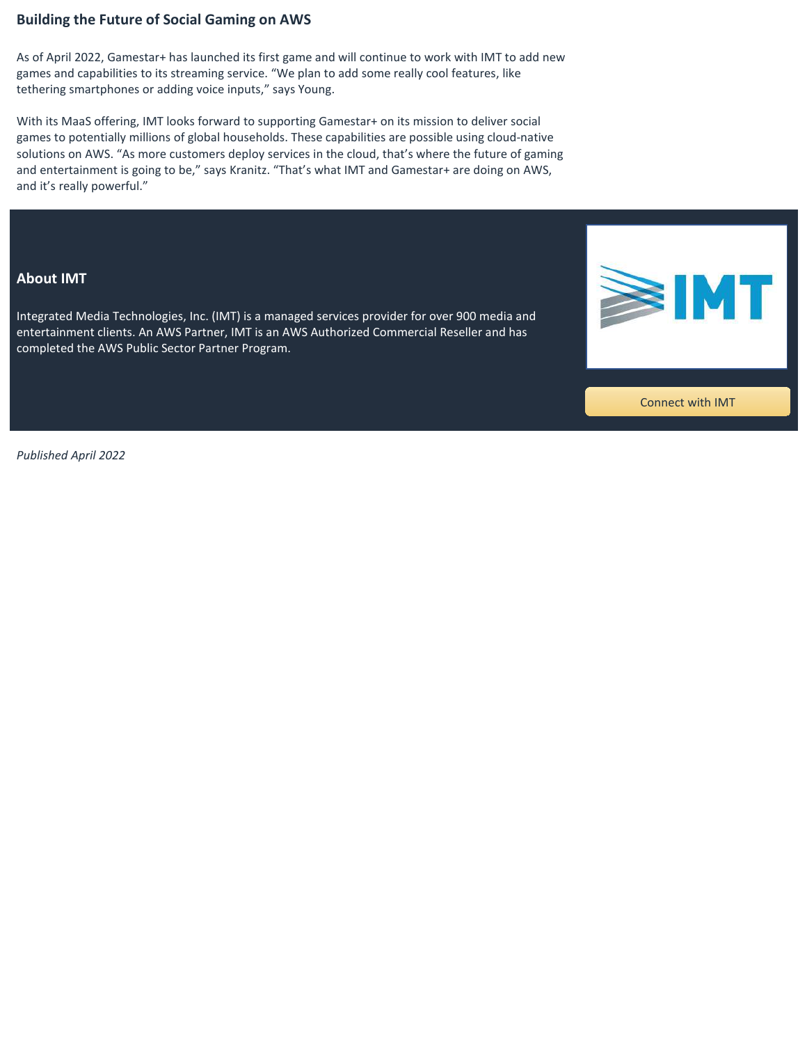## Building the Future of Social Gaming on AWS

As of April 2022, Gamestar+ has launched its first game and will continue to work with IMT to add new games and capabilities to its streaming service. “We plan to add some really cool features, like tethering smartphones or adding voice inputs,” says Young.

With its MaaS offering, IMT looks forward to supporting Gamestar+ on its mission to deliver social games to potentially millions of global households. These capabilities are possible using cloud-native solutions on AWS. “As more customers deploy services in the cloud, that’s where the future of gaming and entertainment is going to be,” says Kranitz. “That’s what IMT and Gamestar+ are doing on AWS, and it’s really powerful.”

## About IMT

Integrated Media Technologies, Inc. (IMT) is a managed services provider for over 900 media and entertainment clients. An AWS Partner, IMT is an AWS Authorized Commercial Reseller and has completed the AWS Public Sector Partner Program.

Connect with IMT

*Published April 2022*